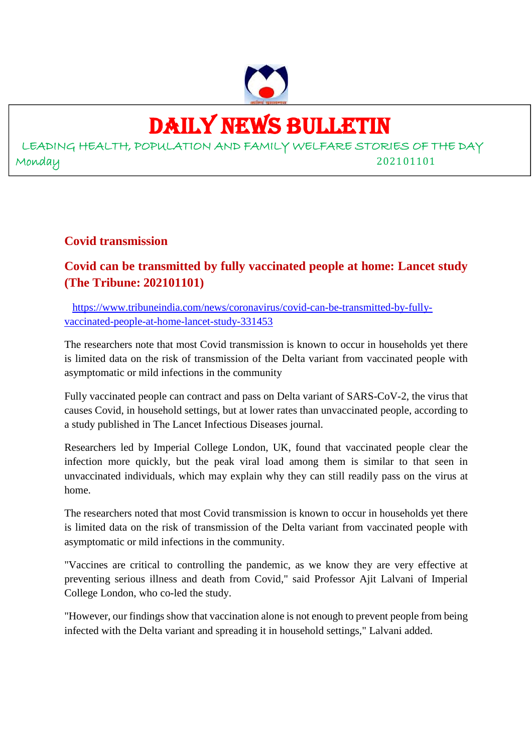# DAILY NEWS BULLETIN

LEADING HEALTH, POPULATION AND FAMILY WELFARE STORIES OF THE DAY

Monday 202101101

## Covid transmission

### Covid can be transmitted by fully vaccinated people at home: Lancet study (The Tribune: 202101101)

https://www.tribuneindia.com/news/coronavirus/covid-can-be-transmitted-by-fully-vaccinated-people-at-home-lancet-study-331453

The researchers note that most Covid transmission is known to occur in households yet there is limited data on the risk of transmission of the Delta variant from vaccinated people with asymptomatic or mild infections in the community

Fully vaccinated people can contract and pass on Delta variant of SARS-CoV-2, the virus that causes Covid, in household settings, but at lower rates than unvaccinated people, according to a study published in The Lancet Infectious Diseases journal.

Researchers led by Imperial College London, UK, found that vaccinated people clear the infection more quickly, but the peak viral load among them is similar to that seen in unvaccinated individuals, which may explain why they can still readily pass on the virus at home.

The researchers noted that most Covid transmission is known to occur in households yet there is limited data on the risk of transmission of the Delta variant from vaccinated people with asymptomatic or mild infections in the community.

"Vaccines are critical to controlling the pandemic, as we know they are very effective at preventing serious illness and death from Covid," said Professor Ajit Lalvani of Imperial College London, who co-led the study.

"However, our findings show that vaccination alone is not enough to prevent people from being infected with the Delta variant and spreading it in household settings," Lalvani added.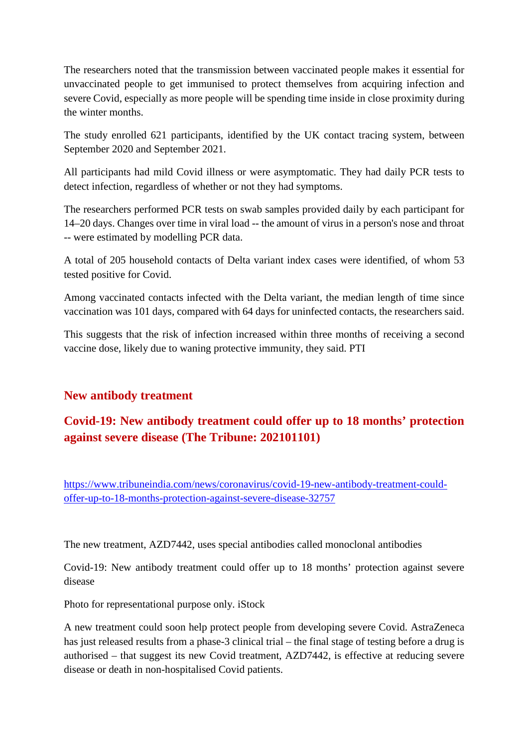The researchers noted that the transmission between vaccinated people makes it essential for unvaccinated people to get immunised to protect themselves from acquiring infection and severe Covid, especially as more people will be spending time inside in close proximity during the winter months.

The study enrolled 621 participants, identified by the UK contact tracing system, between September 2020 and September 2021.

All participants had mild Covid illness or were asymptomatic. They had daily PCR tests to detect infection, regardless of whether or not they had symptoms.

The researchers performed PCR tests on swab samples provided daily by each participant for 14–20 days. Changes over time in viral load -- the amount of virus in a person's nose and throat -- were estimated by modelling PCR data.

A total of 205 household contacts of Delta variant index cases were identified, of whom 53 tested positive for Covid.

Among vaccinated contacts infected with the Delta variant, the median length of time since vaccination was 101 days, compared with 64 days for uninfected contacts, the researchers said.

This suggests that the risk of infection increased within three months of receiving a second vaccine dose, likely due to waning protective immunity, they said. PTI

## New antibody treatment

## Covid-19: New antibody treatment could offer up to 18 months' protection against severe disease (The Tribune: 202101101)

https://www.tribuneindia.com/news/coronavirus/covid-19-new-antibody-treatment-could-offer-up-to-18-months-protection-against-severe-disease-32757

The new treatment, AZD7442, uses special antibodies called monoclonal antibodies

Covid-19: New antibody treatment could offer up to 18 months' protection against severe disease

Photo for representational purpose only. iStock

A new treatment could soon help protect people from developing severe Covid. AstraZeneca has just released results from a phase-3 clinical trial – the final stage of testing before a drug is authorised – that suggest its new Covid treatment, AZD7442, is effective at reducing severe disease or death in non-hospitalised Covid patients.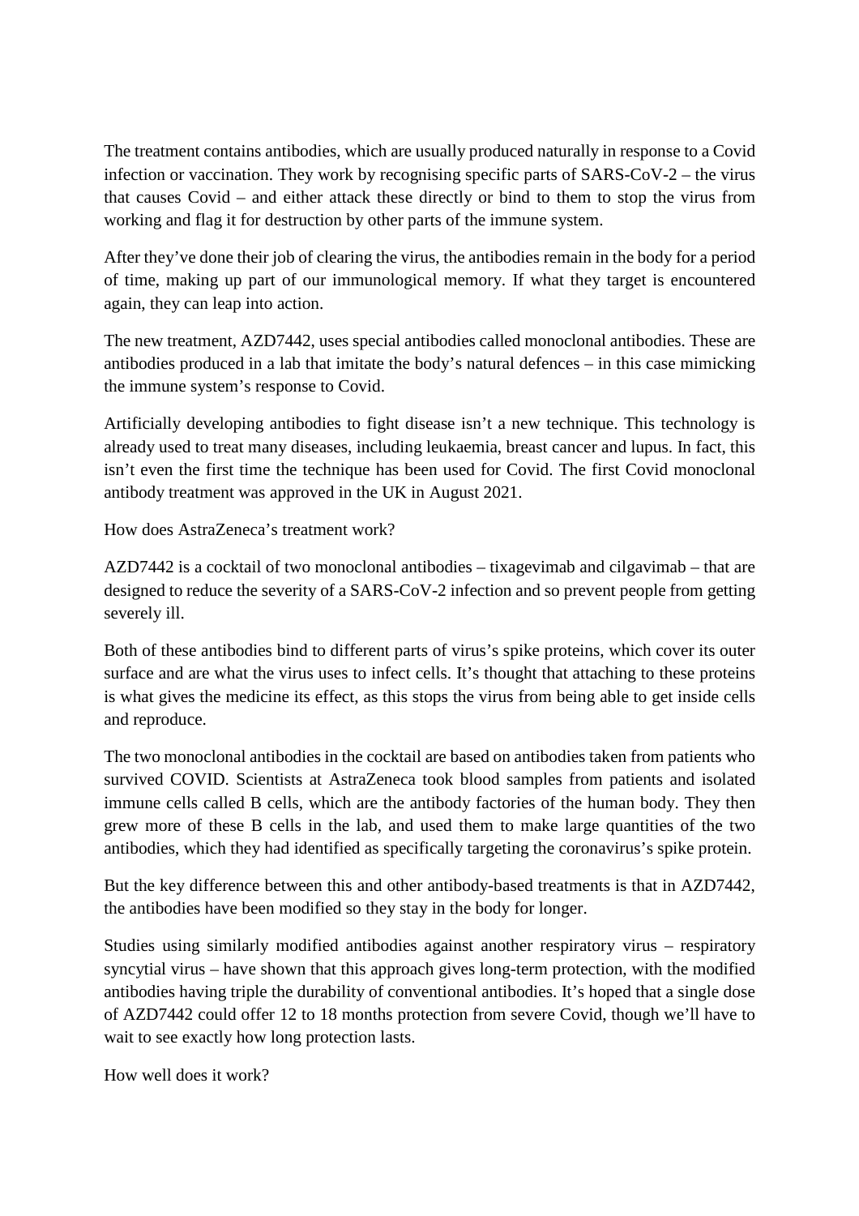The treatment contains antibodies, which are usually produced naturally in response to a Covid infection or vaccination. They work by recognising specific parts of SARS-CoV-2 – the virus that causes Covid – and either attack these directly or bind to them to stop the virus from working and flag it for destruction by other parts of the immune system.

After they've done their job of clearing the virus, the antibodies remain in the body for a period of time, making up part of our immunological memory. If what they target is encountered again, they can leap into action.

The new treatment, AZD7442, uses special antibodies called monoclonal antibodies. These are antibodies produced in a lab that imitate the body's natural defences – in this case mimicking the immune system's response to Covid.

Artificially developing antibodies to fight disease isn't a new technique. This technology is already used to treat many diseases, including leukaemia, breast cancer and lupus. In fact, this isn't even the first time the technique has been used for Covid. The first Covid monoclonal antibody treatment was approved in the UK in August 2021.

## How does AstraZeneca's treatment work?

AZD7442 is a cocktail of two monoclonal antibodies – tixagevimab and cilgavimab – that are designed to reduce the severity of a SARS-CoV-2 infection and so prevent people from getting severely ill.

Both of these antibodies bind to different parts of virus's spike proteins, which cover its outer surface and are what the virus uses to infect cells. It's thought that attaching to these proteins is what gives the medicine its effect, as this stops the virus from being able to get inside cells and reproduce.

The two monoclonal antibodies in the cocktail are based on antibodies taken from patients who survived COVID. Scientists at AstraZeneca took blood samples from patients and isolated immune cells called B cells, which are the antibody factories of the human body. They then grew more of these B cells in the lab, and used them to make large quantities of the two antibodies, which they had identified as specifically targeting the coronavirus's spike protein.

But the key difference between this and other antibody-based treatments is that in AZD7442, the antibodies have been modified so they stay in the body for longer.

Studies using similarly modified antibodies against another respiratory virus – respiratory syncytial virus – have shown that this approach gives long-term protection, with the modified antibodies having triple the durability of conventional antibodies. It's hoped that a single dose of AZD7442 could offer 12 to 18 months protection from severe Covid, though we'll have to wait to see exactly how long protection lasts.

## How well does it work?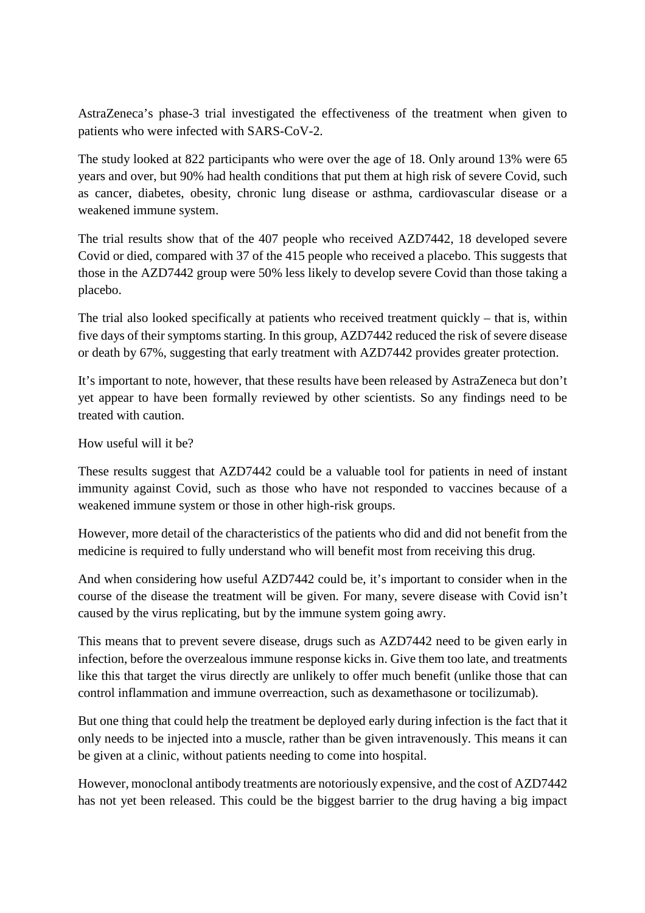AstraZeneca's phase-3 trial investigated the effectiveness of the treatment when given to patients who were infected with SARS-CoV-2.

The study looked at 822 participants who were over the age of 18. Only around 13% were 65 years and over, but 90% had health conditions that put them at high risk of severe Covid, such as cancer, diabetes, obesity, chronic lung disease or asthma, cardiovascular disease or a weakened immune system.

The trial results show that of the 407 people who received AZD7442, 18 developed severe Covid or died, compared with 37 of the 415 people who received a placebo. This suggests that those in the AZD7442 group were 50% less likely to develop severe Covid than those taking a placebo.

The trial also looked specifically at patients who received treatment quickly – that is, within five days of their symptoms starting. In this group, AZD7442 reduced the risk of severe disease or death by 67%, suggesting that early treatment with AZD7442 provides greater protection.

It's important to note, however, that these results have been released by AstraZeneca but don't yet appear to have been formally reviewed by other scientists. So any findings need to be treated with caution.

How useful will it be?

These results suggest that AZD7442 could be a valuable tool for patients in need of instant immunity against Covid, such as those who have not responded to vaccines because of a weakened immune system or those in other high-risk groups.

However, more detail of the characteristics of the patients who did and did not benefit from the medicine is required to fully understand who will benefit most from receiving this drug.

And when considering how useful AZD7442 could be, it's important to consider when in the course of the disease the treatment will be given. For many, severe disease with Covid isn't caused by the virus replicating, but by the immune system going awry.

This means that to prevent severe disease, drugs such as AZD7442 need to be given early in infection, before the overzealous immune response kicks in. Give them too late, and treatments like this that target the virus directly are unlikely to offer much benefit (unlike those that can control inflammation and immune overreaction, such as dexamethasone or tocilizumab).

But one thing that could help the treatment be deployed early during infection is the fact that it only needs to be injected into a muscle, rather than be given intravenously. This means it can be given at a clinic, without patients needing to come into hospital.

However, monoclonal antibody treatments are notoriously expensive, and the cost of AZD7442 has not yet been released. This could be the biggest barrier to the drug having a big impact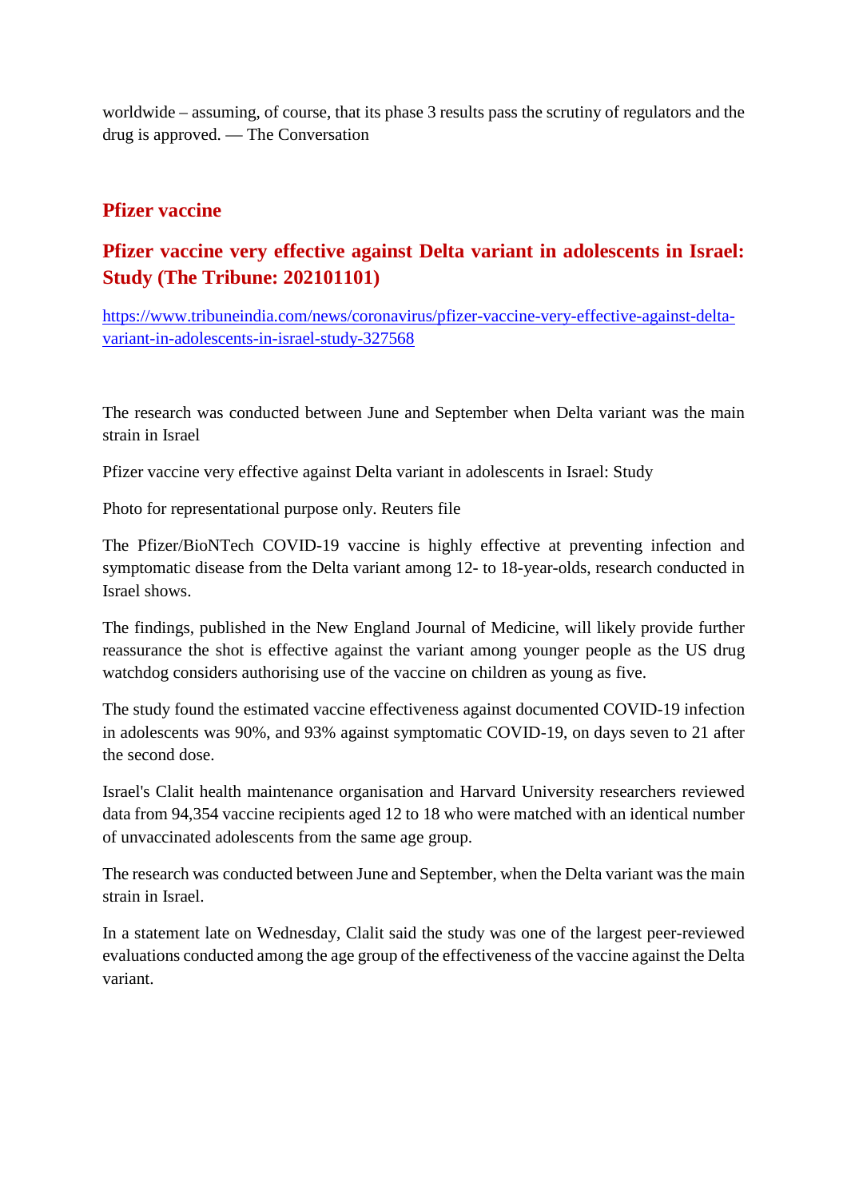worldwide – assuming, of course, that its phase 3 results pass the scrutiny of regulators and the drug is approved. — The Conversation

## Pfizer vaccine

### Pfizer vaccine very effective against Delta variant in adolescents in Israel: Study (The Tribune: 202101101)

https://www.tribuneindia.com/news/coronavirus/pfizer-vaccine-very-effective-against-delta-variant-in-adolescents-in-israel-study-327568

The research was conducted between June and September when Delta variant was the main strain in Israel

Pfizer vaccine very effective against Delta variant in adolescents in Israel: Study

Photo for representational purpose only. Reuters file

The Pfizer/BioNTech COVID-19 vaccine is highly effective at preventing infection and symptomatic disease from the Delta variant among 12- to 18-year-olds, research conducted in Israel shows.

The findings, published in the New England Journal of Medicine, will likely provide further reassurance the shot is effective against the variant among younger people as the US drug watchdog considers authorising use of the vaccine on children as young as five.

The study found the estimated vaccine effectiveness against documented COVID-19 infection in adolescents was 90%, and 93% against symptomatic COVID-19, on days seven to 21 after the second dose.

Israel's Clalit health maintenance organisation and Harvard University researchers reviewed data from 94,354 vaccine recipients aged 12 to 18 who were matched with an identical number of unvaccinated adolescents from the same age group.

The research was conducted between June and September, when the Delta variant was the main strain in Israel.

In a statement late on Wednesday, Clalit said the study was one of the largest peer-reviewed evaluations conducted among the age group of the effectiveness of the vaccine against the Delta variant.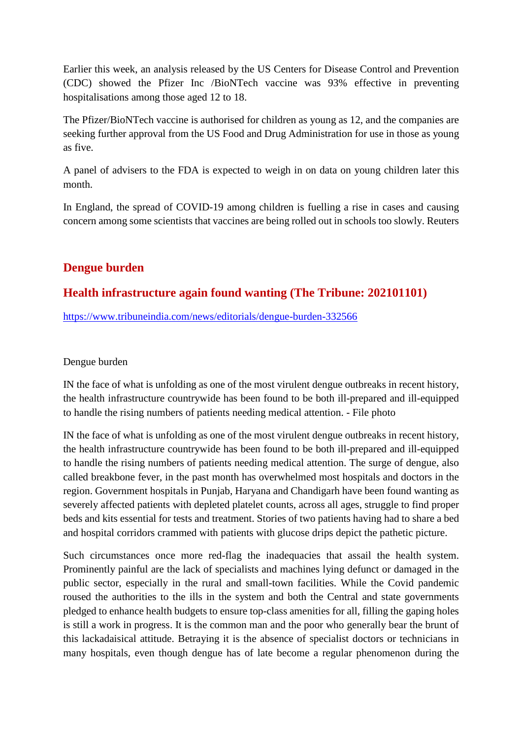Earlier this week, an analysis released by the US Centers for Disease Control and Prevention (CDC) showed the Pfizer Inc /BioNTech vaccine was 93% effective in preventing hospitalisations among those aged 12 to 18.

The Pfizer/BioNTech vaccine is authorised for children as young as 12, and the companies are seeking further approval from the US Food and Drug Administration for use in those as young as five.

A panel of advisers to the FDA is expected to weigh in on data on young children later this month.

In England, the spread of COVID-19 among children is fuelling a rise in cases and causing concern among some scientists that vaccines are being rolled out in schools too slowly. Reuters

## Dengue burden

## Health infrastructure again found wanting (The Tribune: 202101101)

https://www.tribuneindia.com/news/editorials/dengue-burden-332566

Dengue burden

IN the face of what is unfolding as one of the most virulent dengue outbreaks in recent history, the health infrastructure countrywide has been found to be both ill-prepared and ill-equipped to handle the rising numbers of patients needing medical attention. - File photo

IN the face of what is unfolding as one of the most virulent dengue outbreaks in recent history, the health infrastructure countrywide has been found to be both ill-prepared and ill-equipped to handle the rising numbers of patients needing medical attention. The surge of dengue, also called breakbone fever, in the past month has overwhelmed most hospitals and doctors in the region. Government hospitals in Punjab, Haryana and Chandigarh have been found wanting as severely affected patients with depleted platelet counts, across all ages, struggle to find proper beds and kits essential for tests and treatment. Stories of two patients having had to share a bed and hospital corridors crammed with patients with glucose drips depict the pathetic picture.

Such circumstances once more red-flag the inadequacies that assail the health system. Prominently painful are the lack of specialists and machines lying defunct or damaged in the public sector, especially in the rural and small-town facilities. While the Covid pandemic roused the authorities to the ills in the system and both the Central and state governments pledged to enhance health budgets to ensure top-class amenities for all, filling the gaping holes is still a work in progress. It is the common man and the poor who generally bear the brunt of this lackadaisical attitude. Betraying it is the absence of specialist doctors or technicians in many hospitals, even though dengue has of late become a regular phenomenon during the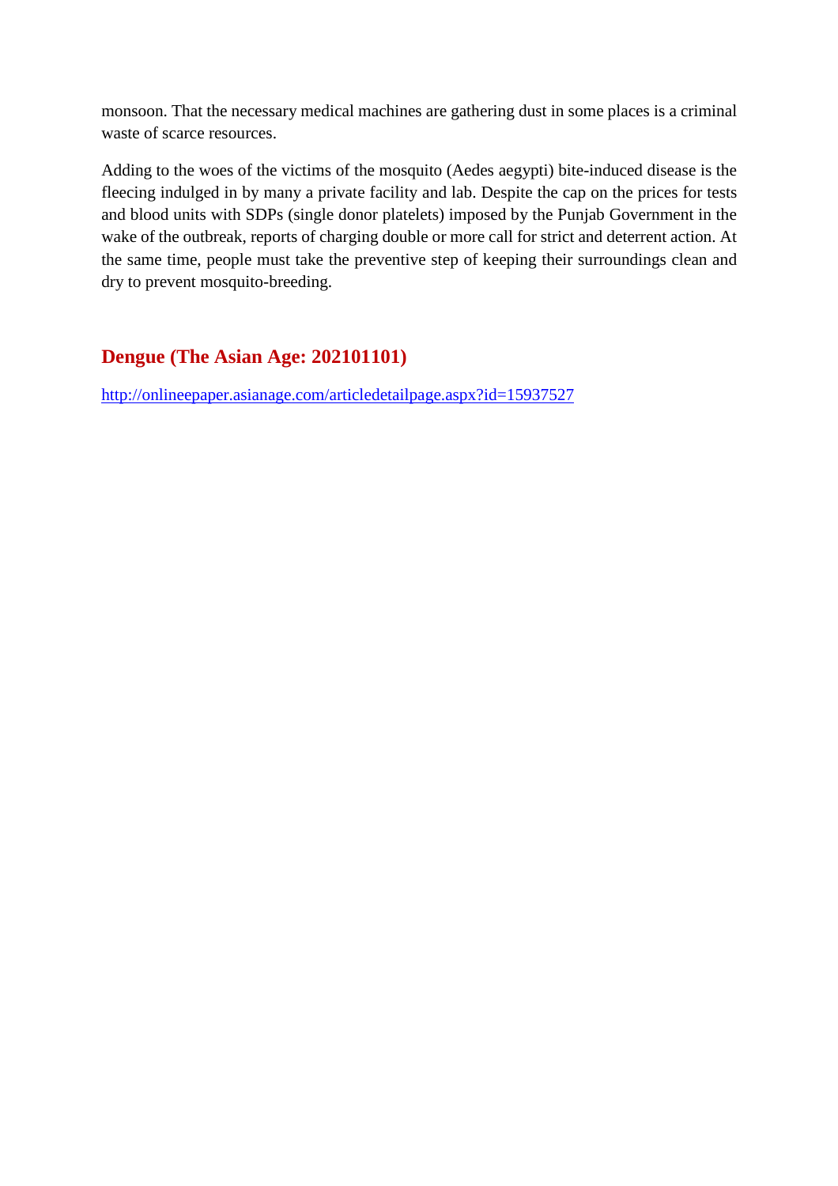monsoon. That the necessary medical machines are gathering dust in some places is a criminal waste of scarce resources.

Adding to the woes of the victims of the mosquito (Aedes aegypti) bite-induced disease is the fleecing indulged in by many a private facility and lab. Despite the cap on the prices for tests and blood units with SDPs (single donor platelets) imposed by the Punjab Government in the wake of the outbreak, reports of charging double or more call for strict and deterrent action. At the same time, people must take the preventive step of keeping their surroundings clean and dry to prevent mosquito-breeding.

## Dengue (The Asian Age: 202101101)

http://onlineepaper.asianage.com/articledetailpage.aspx?id=15937527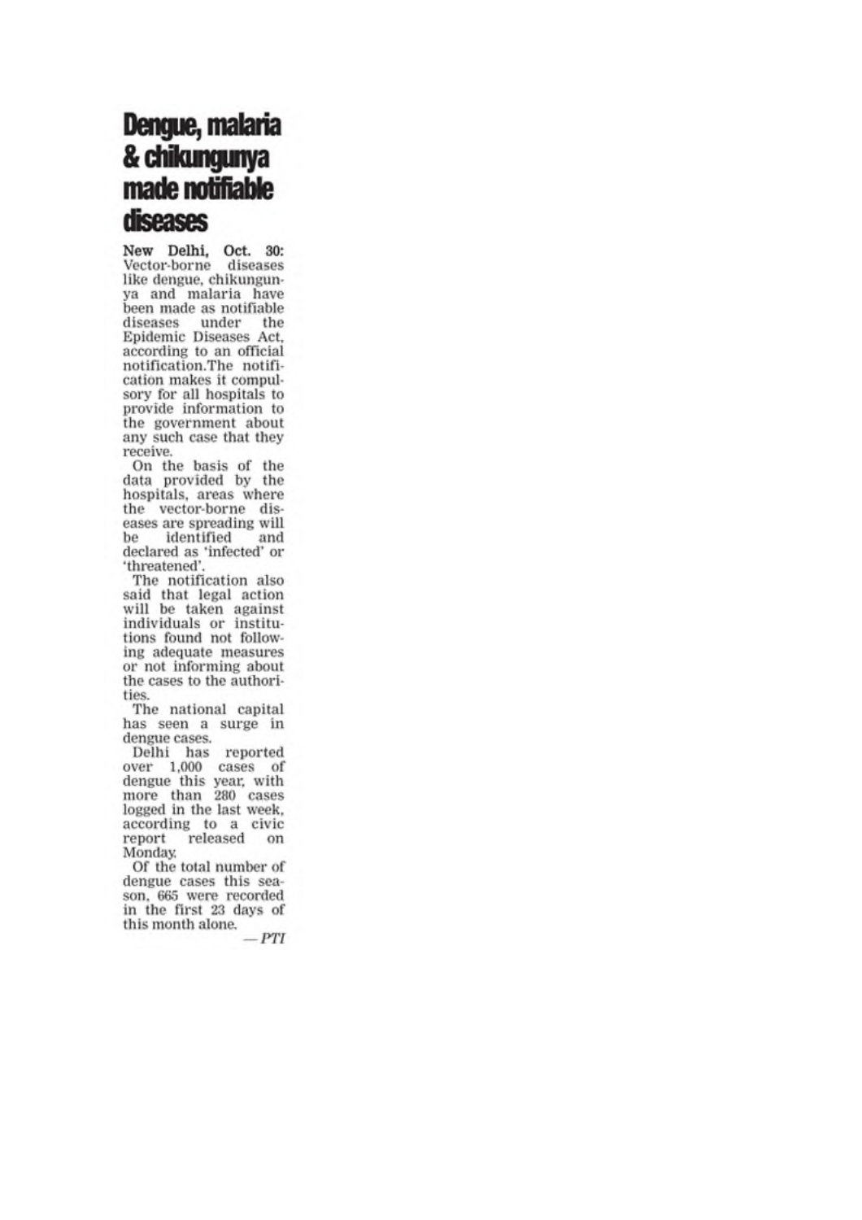# Dengue, malaria & chikungunya made notifiable diseases

**New Delhi, Oct. 30:** Vector-borne diseases like dengue, chikungunya and malaria have been made as notifiable diseases under the Epidemic Diseases Act, according to an official notification.The notification makes it compulsory for all hospitals to provide information to the government about any such case that they receive.

On the basis of the data provided by the hospitals, areas where the vector-borne diseases are spreading will be identified and declared as 'infected' or 'threatened'.

The notification also said that legal action will be taken against individuals or institutions found not following adequate measures or not informing about the cases to the authorities.

The national capital has seen a surge in dengue cases.

Delhi has reported over 1,000 cases of dengue this year, with more than 280 cases logged in the last week, according to a civic report released on Monday.

Of the total number of dengue cases this season, 665 were recorded in the first 23 days of this month alone.

*— PTI*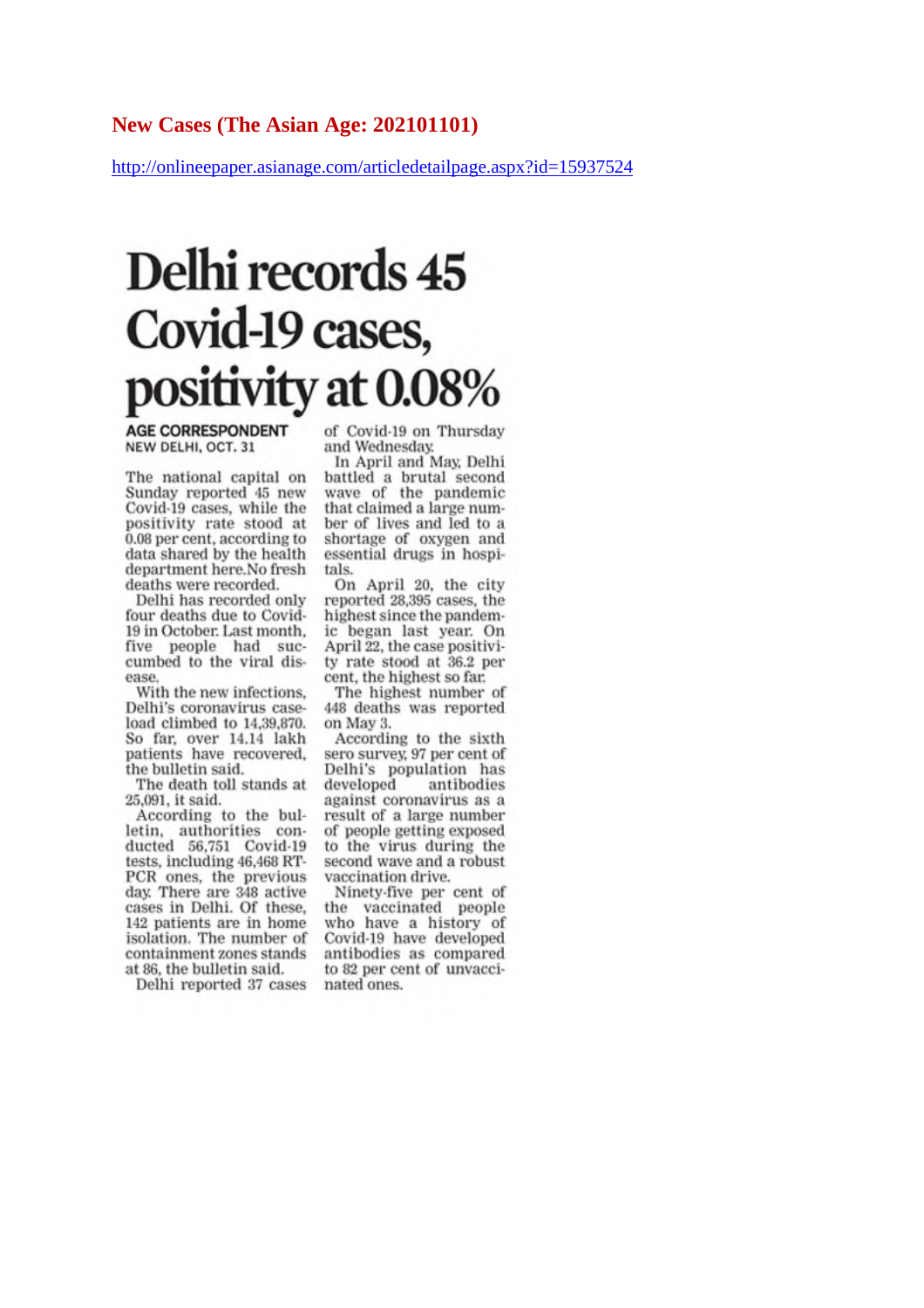**New Cases (The Asian Age: 202101101)**

http://onlineepaper.asianage.com/articledetailpage.aspx?id=15937524

# Delhi records 45 Covid-19 cases, positivity at 0.08%

**AGE CORRESPONDENT**
NEW DELHI, OCT. 31

The national capital on Sunday reported 45 new Covid-19 cases, while the positivity rate stood at 0.08 per cent, according to data shared by the health department here.No fresh deaths were recorded.

Delhi has recorded only four deaths due to Covid-19 in October. Last month, five people had succumbed to the viral disease.

With the new infections, Delhi's coronavirus caseload climbed to 14,39,870. So far, over 14.14 lakh patients have recovered, the bulletin said.

The death toll stands at 25,091, it said.

According to the bulletin, authorities conducted 56,751 Covid-19 tests, including 46,468 RT-PCR ones, the previous day. There are 348 active cases in Delhi. Of these, 142 patients are in home isolation. The number of containment zones stands at 86, the bulletin said.

Delhi reported 37 cases of Covid-19 on Thursday and Wednesday.

In April and May, Delhi battled a brutal second wave of the pandemic that claimed a large number of lives and led to a shortage of oxygen and essential drugs in hospitals.

On April 20, the city reported 28,395 cases, the highest since the pandemic began last year. On April 22, the case positivity rate stood at 36.2 per cent, the highest so far.

The highest number of 448 deaths was reported on May 3.

According to the sixth sero survey, 97 per cent of Delhi's population has developed antibodies against coronavirus as a result of a large number of people getting exposed to the virus during the second wave and a robust vaccination drive.

Ninety-five per cent of the vaccinated people who have a history of Covid-19 have developed antibodies as compared to 82 per cent of unvaccinated ones.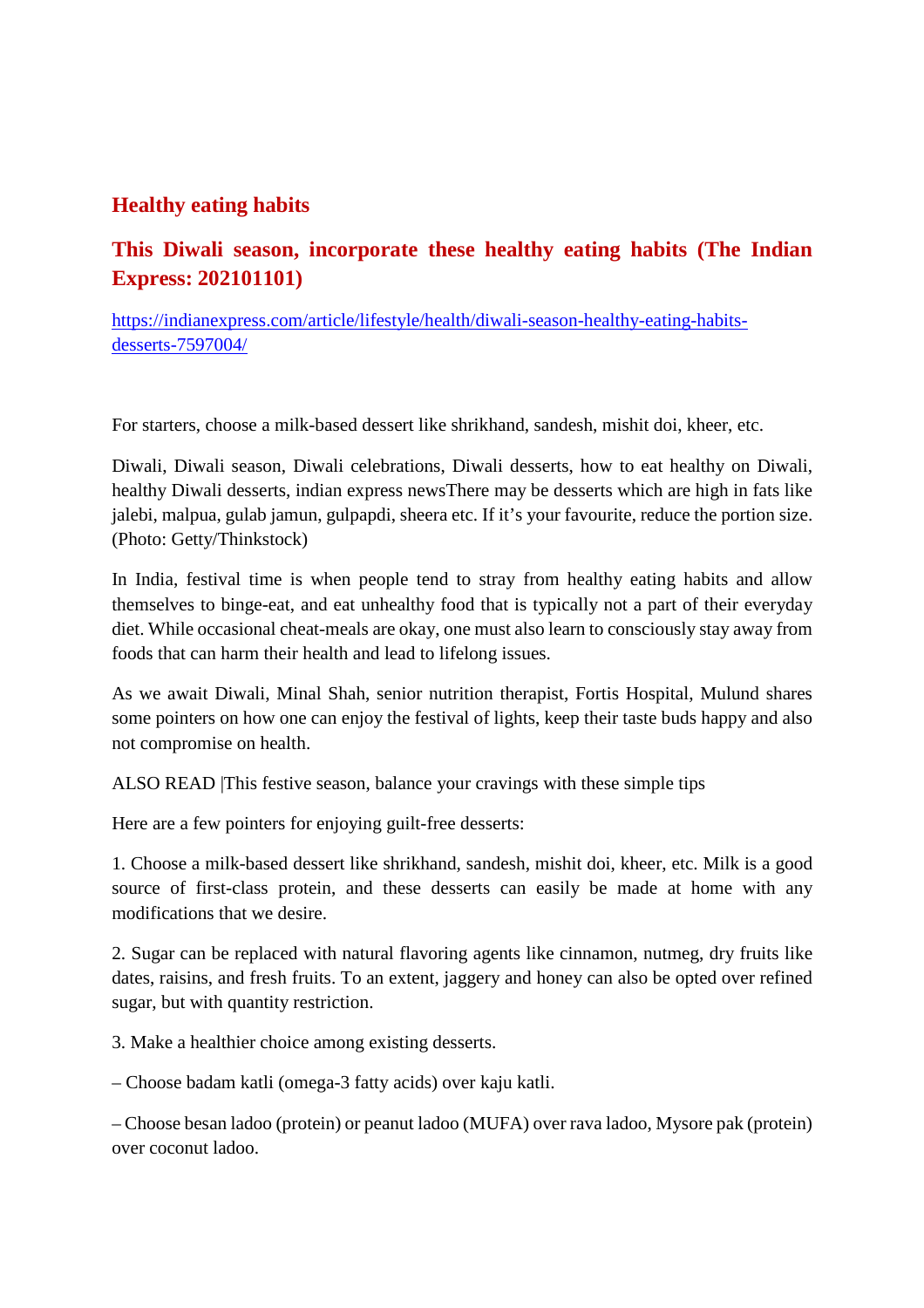## Healthy eating habits

## This Diwali season, incorporate these healthy eating habits (The Indian Express: 202101101)

https://indianexpress.com/article/lifestyle/health/diwali-season-healthy-eating-habits-desserts-7597004/

For starters, choose a milk-based dessert like shrikhand, sandesh, mishit doi, kheer, etc.

Diwali, Diwali season, Diwali celebrations, Diwali desserts, how to eat healthy on Diwali, healthy Diwali desserts, indian express newsThere may be desserts which are high in fats like jalebi, malpua, gulab jamun, gulpapdi, sheera etc. If it's your favourite, reduce the portion size. (Photo: Getty/Thinkstock)

In India, festival time is when people tend to stray from healthy eating habits and allow themselves to binge-eat, and eat unhealthy food that is typically not a part of their everyday diet. While occasional cheat-meals are okay, one must also learn to consciously stay away from foods that can harm their health and lead to lifelong issues.

As we await Diwali, Minal Shah, senior nutrition therapist, Fortis Hospital, Mulund shares some pointers on how one can enjoy the festival of lights, keep their taste buds happy and also not compromise on health.

ALSO READ |This festive season, balance your cravings with these simple tips

Here are a few pointers for enjoying guilt-free desserts:

1. Choose a milk-based dessert like shrikhand, sandesh, mishit doi, kheer, etc. Milk is a good source of first-class protein, and these desserts can easily be made at home with any modifications that we desire.

2. Sugar can be replaced with natural flavoring agents like cinnamon, nutmeg, dry fruits like dates, raisins, and fresh fruits. To an extent, jaggery and honey can also be opted over refined sugar, but with quantity restriction.

3. Make a healthier choice among existing desserts.

– Choose badam katli (omega-3 fatty acids) over kaju katli.

– Choose besan ladoo (protein) or peanut ladoo (MUFA) over rava ladoo, Mysore pak (protein) over coconut ladoo.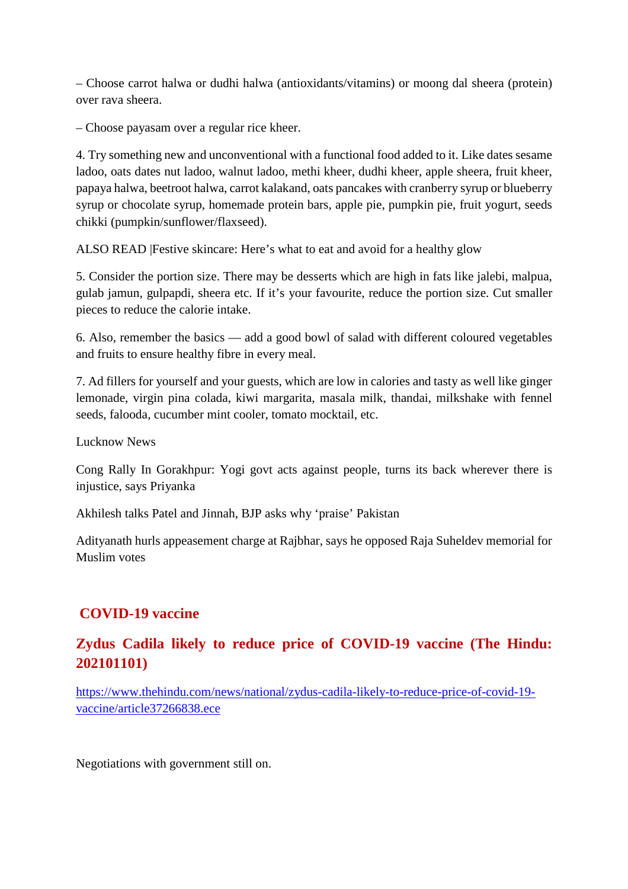– Choose carrot halwa or dudhi halwa (antioxidants/vitamins) or moong dal sheera (protein) over rava sheera.

– Choose payasam over a regular rice kheer.

4. Try something new and unconventional with a functional food added to it. Like dates sesame ladoo, oats dates nut ladoo, walnut ladoo, methi kheer, dudhi kheer, apple sheera, fruit kheer, papaya halwa, beetroot halwa, carrot kalakand, oats pancakes with cranberry syrup or blueberry syrup or chocolate syrup, homemade protein bars, apple pie, pumpkin pie, fruit yogurt, seeds chikki (pumpkin/sunflower/flaxseed).

ALSO READ |Festive skincare: Here's what to eat and avoid for a healthy glow

5. Consider the portion size. There may be desserts which are high in fats like jalebi, malpua, gulab jamun, gulpapdi, sheera etc. If it's your favourite, reduce the portion size. Cut smaller pieces to reduce the calorie intake.

6. Also, remember the basics — add a good bowl of salad with different coloured vegetables and fruits to ensure healthy fibre in every meal.

7. Ad fillers for yourself and your guests, which are low in calories and tasty as well like ginger lemonade, virgin pina colada, kiwi margarita, masala milk, thandai, milkshake with fennel seeds, falooda, cucumber mint cooler, tomato mocktail, etc.

Lucknow News

Cong Rally In Gorakhpur: Yogi govt acts against people, turns its back wherever there is injustice, says Priyanka

Akhilesh talks Patel and Jinnah, BJP asks why 'praise' Pakistan

Adityanath hurls appeasement charge at Rajbhar, says he opposed Raja Suheldev memorial for Muslim votes

## COVID-19 vaccine

## Zydus Cadila likely to reduce price of COVID-19 vaccine (The Hindu: 202101101)

https://www.thehindu.com/news/national/zydus-cadila-likely-to-reduce-price-of-covid-19-vaccine/article37266838.ece

Negotiations with government still on.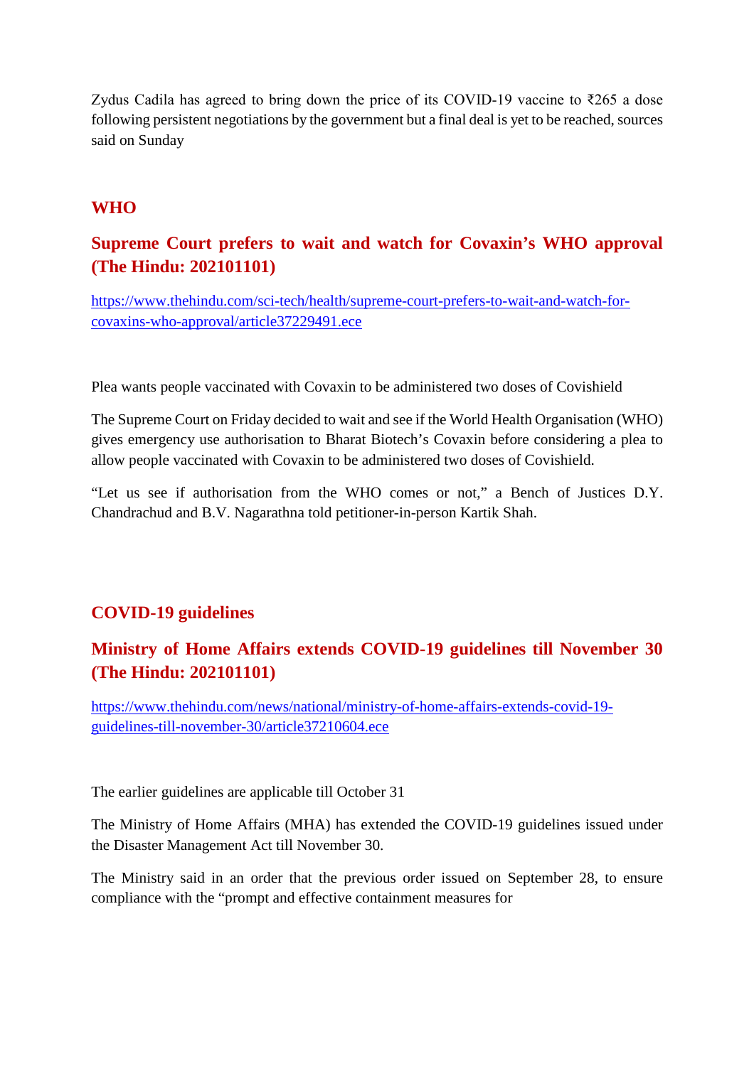Zydus Cadila has agreed to bring down the price of its COVID-19 vaccine to ₹265 a dose following persistent negotiations by the government but a final deal is yet to be reached, sources said on Sunday

## WHO

## Supreme Court prefers to wait and watch for Covaxin's WHO approval (The Hindu: 202101101)

[https://www.thehindu.com/sci-tech/health/supreme-court-prefers-to-wait-and-watch-for-covaxins-who-approval/article37229491.ece](https://www.thehindu.com/sci-tech/health/supreme-court-prefers-to-wait-and-watch-for-covaxins-who-approval/article37229491.ece)

Plea wants people vaccinated with Covaxin to be administered two doses of Covishield

The Supreme Court on Friday decided to wait and see if the World Health Organisation (WHO) gives emergency use authorisation to Bharat Biotech's Covaxin before considering a plea to allow people vaccinated with Covaxin to be administered two doses of Covishield.

"Let us see if authorisation from the WHO comes or not," a Bench of Justices D.Y. Chandrachud and B.V. Nagarathna told petitioner-in-person Kartik Shah.

## COVID-19 guidelines

## Ministry of Home Affairs extends COVID-19 guidelines till November 30 (The Hindu: 202101101)

[https://www.thehindu.com/news/national/ministry-of-home-affairs-extends-covid-19-guidelines-till-november-30/article37210604.ece](https://www.thehindu.com/news/national/ministry-of-home-affairs-extends-covid-19-guidelines-till-november-30/article37210604.ece)

The earlier guidelines are applicable till October 31

The Ministry of Home Affairs (MHA) has extended the COVID-19 guidelines issued under the Disaster Management Act till November 30.

The Ministry said in an order that the previous order issued on September 28, to ensure compliance with the "prompt and effective containment measures for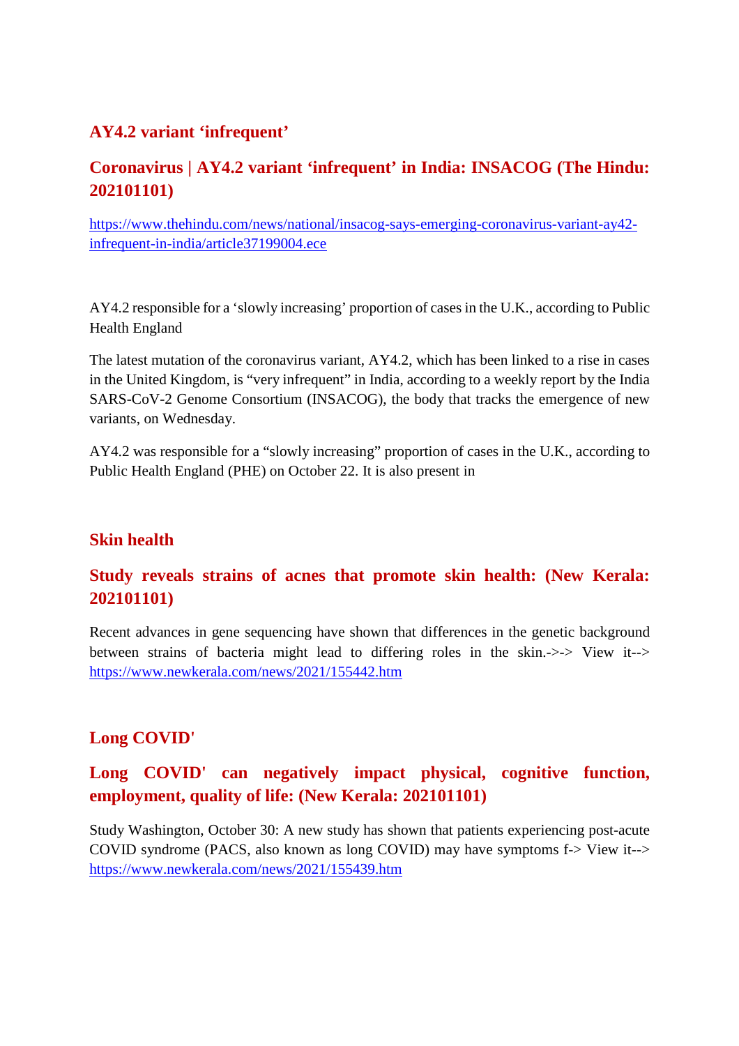## AY4.2 variant 'infrequent'

### Coronavirus | AY4.2 variant 'infrequent' in India: INSACOG (The Hindu: 202101101)

https://www.thehindu.com/news/national/insacog-says-emerging-coronavirus-variant-ay42-infrequent-in-india/article37199004.ece

AY4.2 responsible for a 'slowly increasing' proportion of cases in the U.K., according to Public Health England

The latest mutation of the coronavirus variant, AY4.2, which has been linked to a rise in cases in the United Kingdom, is "very infrequent" in India, according to a weekly report by the India SARS-CoV-2 Genome Consortium (INSACOG), the body that tracks the emergence of new variants, on Wednesday.

AY4.2 was responsible for a "slowly increasing" proportion of cases in the U.K., according to Public Health England (PHE) on October 22. It is also present in

## Skin health

### Study reveals strains of acnes that promote skin health: (New Kerala: 202101101)

Recent advances in gene sequencing have shown that differences in the genetic background between strains of bacteria might lead to differing roles in the skin.->-> View it--> https://www.newkerala.com/news/2021/155442.htm

## Long COVID'

### Long COVID' can negatively impact physical, cognitive function, employment, quality of life: (New Kerala: 202101101)

Study Washington, October 30: A new study has shown that patients experiencing post-acute COVID syndrome (PACS, also known as long COVID) may have symptoms f-> View it--> https://www.newkerala.com/news/2021/155439.htm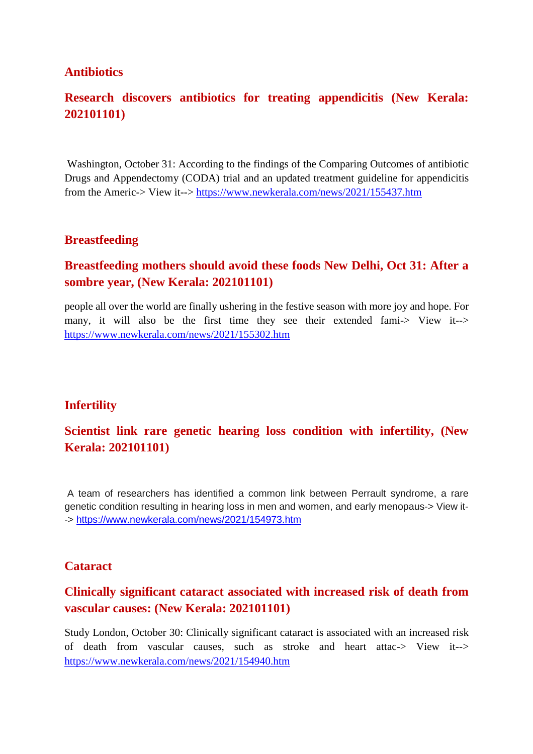## Antibiotics

### Research discovers antibiotics for treating appendicitis (New Kerala: 202101101)

Washington, October 31: According to the findings of the Comparing Outcomes of antibiotic Drugs and Appendectomy (CODA) trial and an updated treatment guideline for appendicitis from the Americ-> View it--> https://www.newkerala.com/news/2021/155437.htm

## Breastfeeding

### Breastfeeding mothers should avoid these foods New Delhi, Oct 31: After a sombre year, (New Kerala: 202101101)

people all over the world are finally ushering in the festive season with more joy and hope. For many, it will also be the first time they see their extended fami-> View it--> https://www.newkerala.com/news/2021/155302.htm

## Infertility

### Scientist link rare genetic hearing loss condition with infertility, (New Kerala: 202101101)

A team of researchers has identified a common link between Perrault syndrome, a rare genetic condition resulting in hearing loss in men and women, and early menopaus-> View it--> https://www.newkerala.com/news/2021/154973.htm

## Cataract

### Clinically significant cataract associated with increased risk of death from vascular causes: (New Kerala: 202101101)

Study London, October 30: Clinically significant cataract is associated with an increased risk of death from vascular causes, such as stroke and heart attac-> View it--> https://www.newkerala.com/news/2021/154940.htm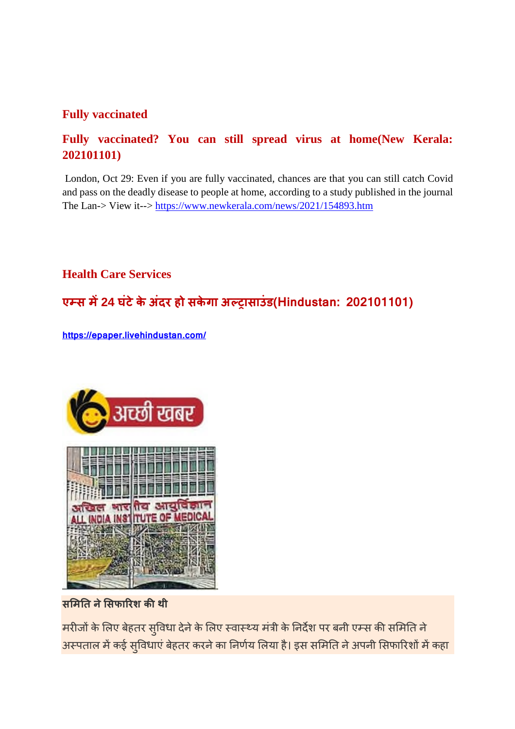## Fully vaccinated

### Fully vaccinated? You can still spread virus at home(New Kerala: 202101101)

London, Oct 29: Even if you are fully vaccinated, chances are that you can still catch Covid and pass on the deadly disease to people at home, according to a study published in the journal The Lan-> View it--> https://www.newkerala.com/news/2021/154893.htm

## Health Care Services

### एम्स में 24 घंटे के अंदर हो सकेगा अल्ट्रासाउंड(Hindustan: 202101101)

https://epaper.livehindustan.com/

**समिति ने सिफारिश की थी**

मरीजों के लिए बेहतर सुविधा देने के लिए स्वास्थ्य मंत्री के निर्देश पर बनी एम्स की समिति ने अस्पताल में कई सुविधाएं बेहतर करने का निर्णय लिया है। इस समिति ने अपनी सिफारिशों में कहा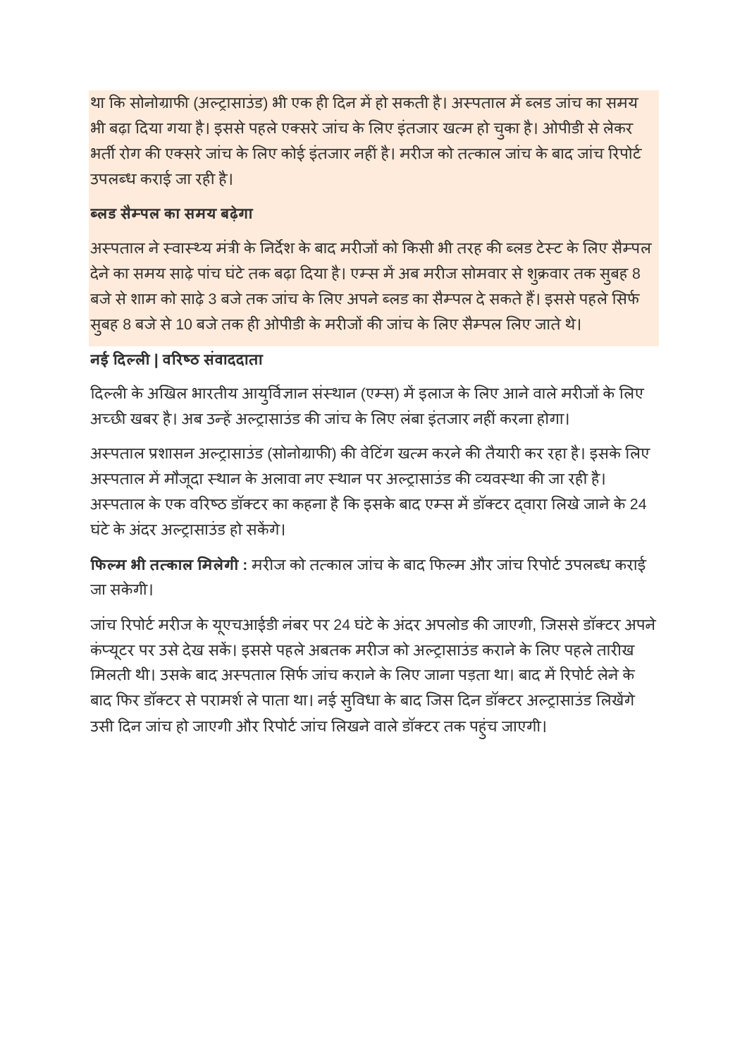था कि सोनोग्राफी (अल्ट्रासाउंड) भी एक ही दिन में हो सकती है। अस्पताल में ब्लड जांच का समय भी बढ़ा दिया गया है। इससे पहले एक्सरे जांच के लिए इंतजार खत्म हो चुका है। ओपीडी से लेकर भर्ती रोग की एक्सरे जांच के लिए कोई इंतजार नहीं है। मरीज को तत्काल जांच के बाद जांच रिपोर्ट उपलब्ध कराई जा रही है।

**ब्लड सैम्पल का समय बढ़ेगा**

अस्पताल ने स्वास्थ्य मंत्री के निर्देश के बाद मरीजों को किसी भी तरह की ब्लड टेस्ट के लिए सैम्पल देने का समय साढ़े पांच घंटे तक बढ़ा दिया है। एम्स में अब मरीज सोमवार से शुक्रवार तक सुबह 8 बजे से शाम को साढ़े 3 बजे तक जांच के लिए अपने ब्लड का सैम्पल दे सकते हैं। इससे पहले सिर्फ सुबह 8 बजे से 10 बजे तक ही ओपीडी के मरीजों की जांच के लिए सैम्पल लिए जाते थे।

**नई दिल्ली | वरिष्ठ संवाददाता**

दिल्ली के अखिल भारतीय आयुर्विज्ञान संस्थान (एम्स) में इलाज के लिए आने वाले मरीजों के लिए अच्छी खबर है। अब उन्हें अल्ट्रासाउंड की जांच के लिए लंबा इंतजार नहीं करना होगा।

अस्पताल प्रशासन अल्ट्रासाउंड (सोनोग्राफी) की वेटिंग खत्म करने की तैयारी कर रहा है। इसके लिए अस्पताल में मौजूदा स्थान के अलावा नए स्थान पर अल्ट्रासाउंड की व्यवस्था की जा रही है। अस्पताल के एक वरिष्ठ डॉक्टर का कहना है कि इसके बाद एम्स में डॉक्टर द्वारा लिखे जाने के 24 घंटे के अंदर अल्ट्रासाउंड हो सकेंगे।

**फिल्म भी तत्काल मिलेगी :** मरीज को तत्काल जांच के बाद फिल्म और जांच रिपोर्ट उपलब्ध कराई जा सकेगी।

जांच रिपोर्ट मरीज के यूएचआईडी नंबर पर 24 घंटे के अंदर अपलोड की जाएगी, जिससे डॉक्टर अपने कंप्यूटर पर उसे देख सकें। इससे पहले अबतक मरीज को अल्ट्रासाउंड कराने के लिए पहले तारीख मिलती थी। उसके बाद अस्पताल सिर्फ जांच कराने के लिए जाना पड़ता था। बाद में रिपोर्ट लेने के बाद फिर डॉक्टर से परामर्श ले पाता था। नई सुविधा के बाद जिस दिन डॉक्टर अल्ट्रासाउंड लिखेंगे उसी दिन जांच हो जाएगी और रिपोर्ट जांच लिखने वाले डॉक्टर तक पहुंच जाएगी।